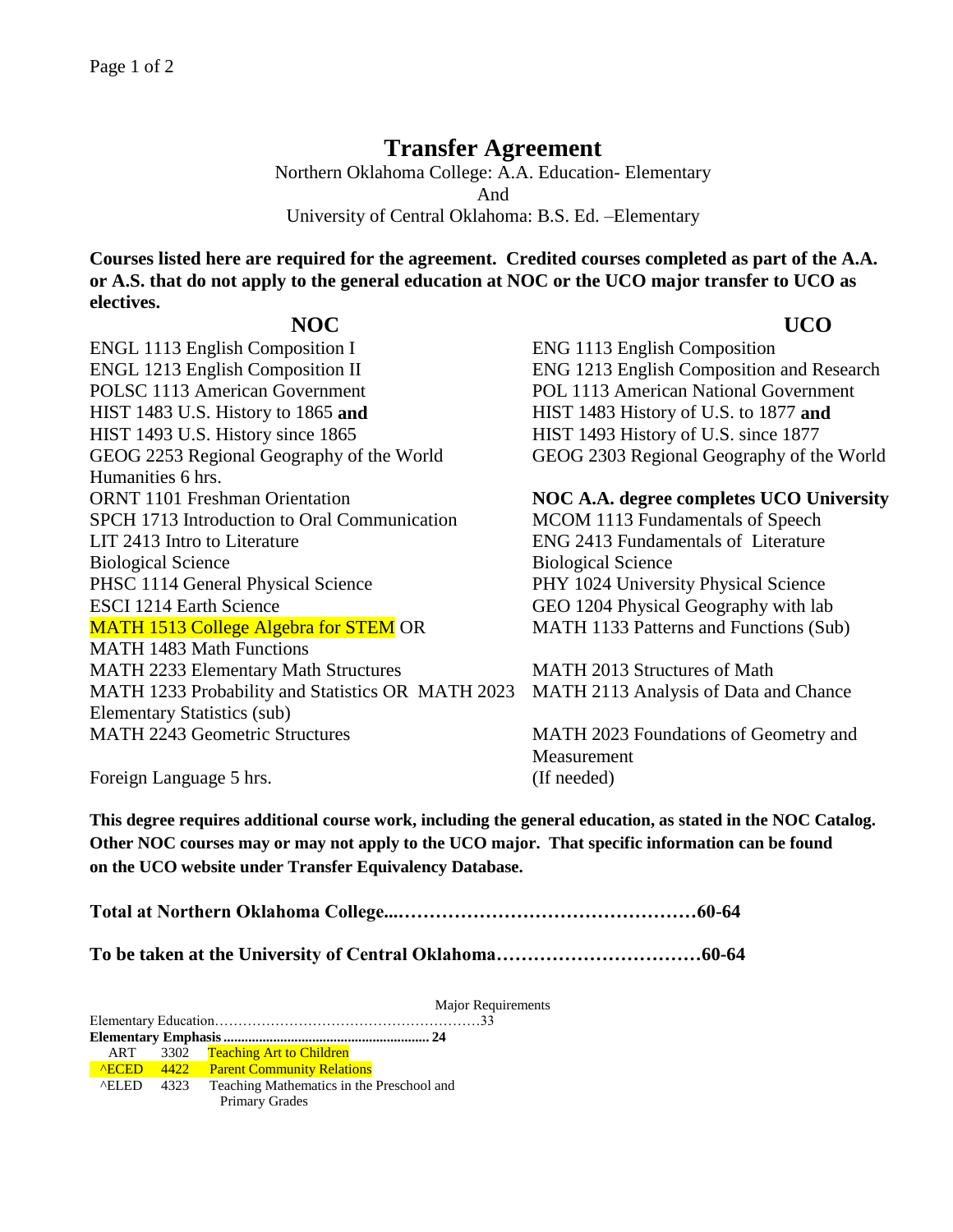# Transfer Agreement

Northern Oklahoma College: A.A. Education- Elementary
And
University of Central Oklahoma: B.S. Ed. –Elementary

**Courses listed here are required for the agreement. Credited courses completed as part of the A.A. or A.S. that do not apply to the general education at NOC or the UCO major transfer to UCO as electives.**

| NOC | UCO |
|---|---|
| ENGL 1113 English Composition I | ENG 1113 English Composition |
| ENGL 1213 English Composition II | ENG 1213 English Composition and Research |
| POLSC 1113 American Government | POL 1113 American National Government |
| HIST 1483 U.S. History to 1865 **and** | HIST 1483 History of U.S. to 1877 **and** |
| HIST 1493 U.S. History since 1865 | HIST 1493 History of U.S. since 1877 |
| GEOG 2253 Regional Geography of the World | GEOG 2303 Regional Geography of the World |
| Humanities 6 hrs. | |
| ORNT 1101 Freshman Orientation | **NOC A.A. degree completes UCO University** |
| SPCH 1713 Introduction to Oral Communication | MCOM 1113 Fundamentals of Speech |
| LIT 2413 Intro to Literature | ENG 2413 Fundamentals of Literature |
| Biological Science | Biological Science |
| PHSC 1114 General Physical Science | PHY 1024 University Physical Science |
| ESCI 1214 Earth Science | GEO 1204 Physical Geography with lab |
| MATH 1513 College Algebra for STEM OR MATH 1483 Math Functions | MATH 1133 Patterns and Functions (Sub) |
| MATH 2233 Elementary Math Structures | MATH 2013 Structures of Math |
| MATH 1233 Probability and Statistics OR MATH 2023 Elementary Statistics (sub) | MATH 2113 Analysis of Data and Chance |
| MATH 2243 Geometric Structures | MATH 2023 Foundations of Geometry and Measurement |
| Foreign Language 5 hrs. | (If needed) |

**This degree requires additional course work, including the general education, as stated in the NOC Catalog. Other NOC courses may or may not apply to the UCO major. That specific information can be found on the UCO website under Transfer Equivalency Database.**

**Total at Northern Oklahoma College....…………………………………………60-64**

**To be taken at the University of Central Oklahoma……………………………60-64**

Major Requirements

Elementary Education…………………………………………………33

**Elementary Emphasis ........................................................ 24**

| | | |
|---|---|---|
| ART | 3302 | Teaching Art to Children |
| ^ECED | 4422 | Parent Community Relations |
| ^ELED | 4323 | Teaching Mathematics in the Preschool and Primary Grades |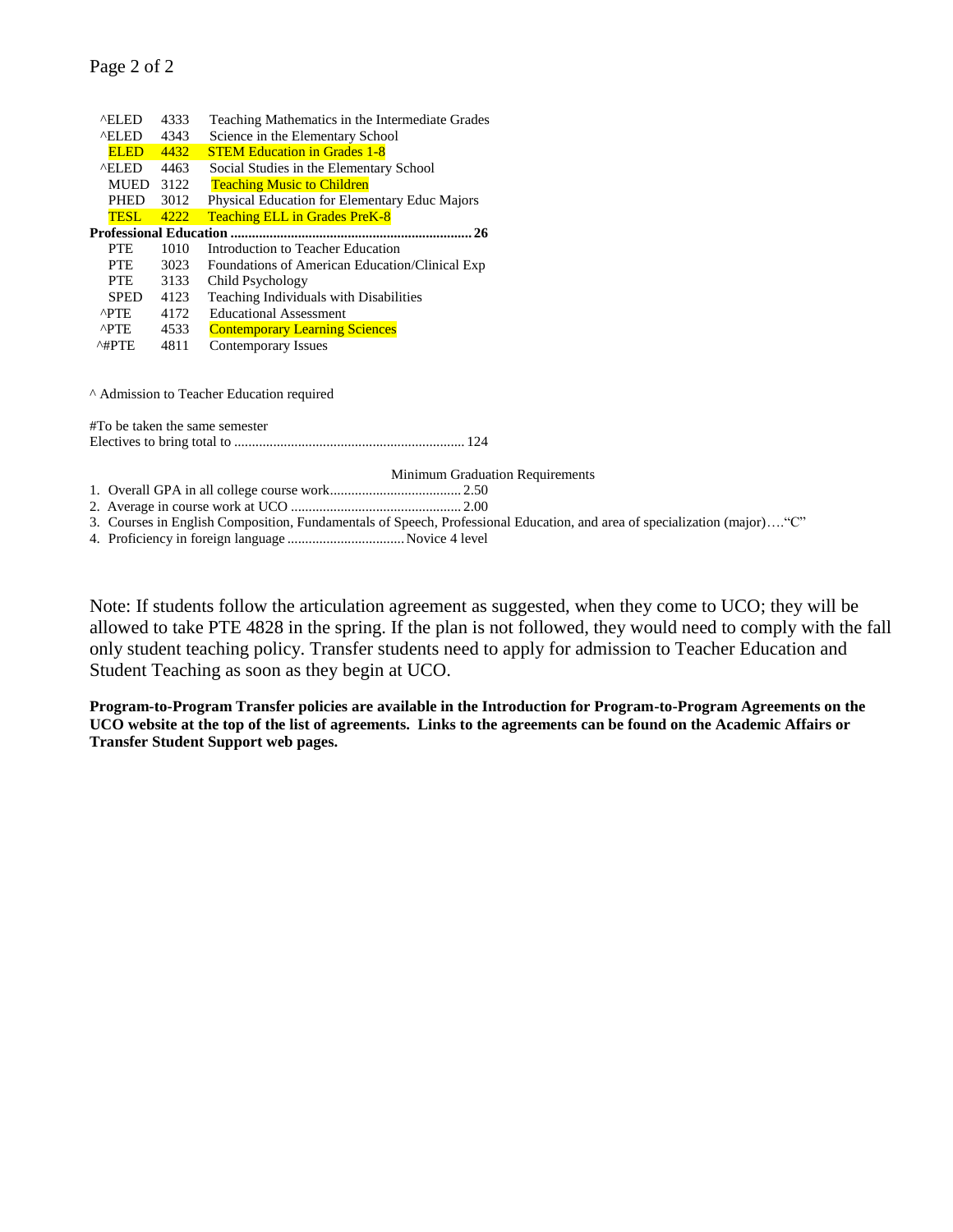| | | |
|---|---|---|
| ^ELED | 4333 | Teaching Mathematics in the Intermediate Grades |
| ^ELED | 4343 | Science in the Elementary School |
| ELED | 4432 | STEM Education in Grades 1-8 |
| ^ELED | 4463 | Social Studies in the Elementary School |
| MUED | 3122 | Teaching Music to Children |
| PHED | 3012 | Physical Education for Elementary Educ Majors |
| TESL | 4222 | Teaching ELL in Grades PreK-8 |
| **Professional Education** | | **26** |
| PTE | 1010 | Introduction to Teacher Education |
| PTE | 3023 | Foundations of American Education/Clinical Exp |
| PTE | 3133 | Child Psychology |
| SPED | 4123 | Teaching Individuals with Disabilities |
| ^PTE | 4172 | Educational Assessment |
| ^PTE | 4533 | Contemporary Learning Sciences |
| ^#PTE | 4811 | Contemporary Issues |

^ Admission to Teacher Education required

#To be taken the same semester
Electives to bring total to ................................................................. 124

Minimum Graduation Requirements

1. Overall GPA in all college course work..................................... 2.50
2. Average in course work at UCO ................................................ 2.00
3. Courses in English Composition, Fundamentals of Speech, Professional Education, and area of specialization (major)…."C"
4. Proficiency in foreign language ................................. Novice 4 level

Note: If students follow the articulation agreement as suggested, when they come to UCO; they will be allowed to take PTE 4828 in the spring. If the plan is not followed, they would need to comply with the fall only student teaching policy. Transfer students need to apply for admission to Teacher Education and Student Teaching as soon as they begin at UCO.

**Program-to-Program Transfer policies are available in the Introduction for Program-to-Program Agreements on the UCO website at the top of the list of agreements. Links to the agreements can be found on the Academic Affairs or Transfer Student Support web pages.**